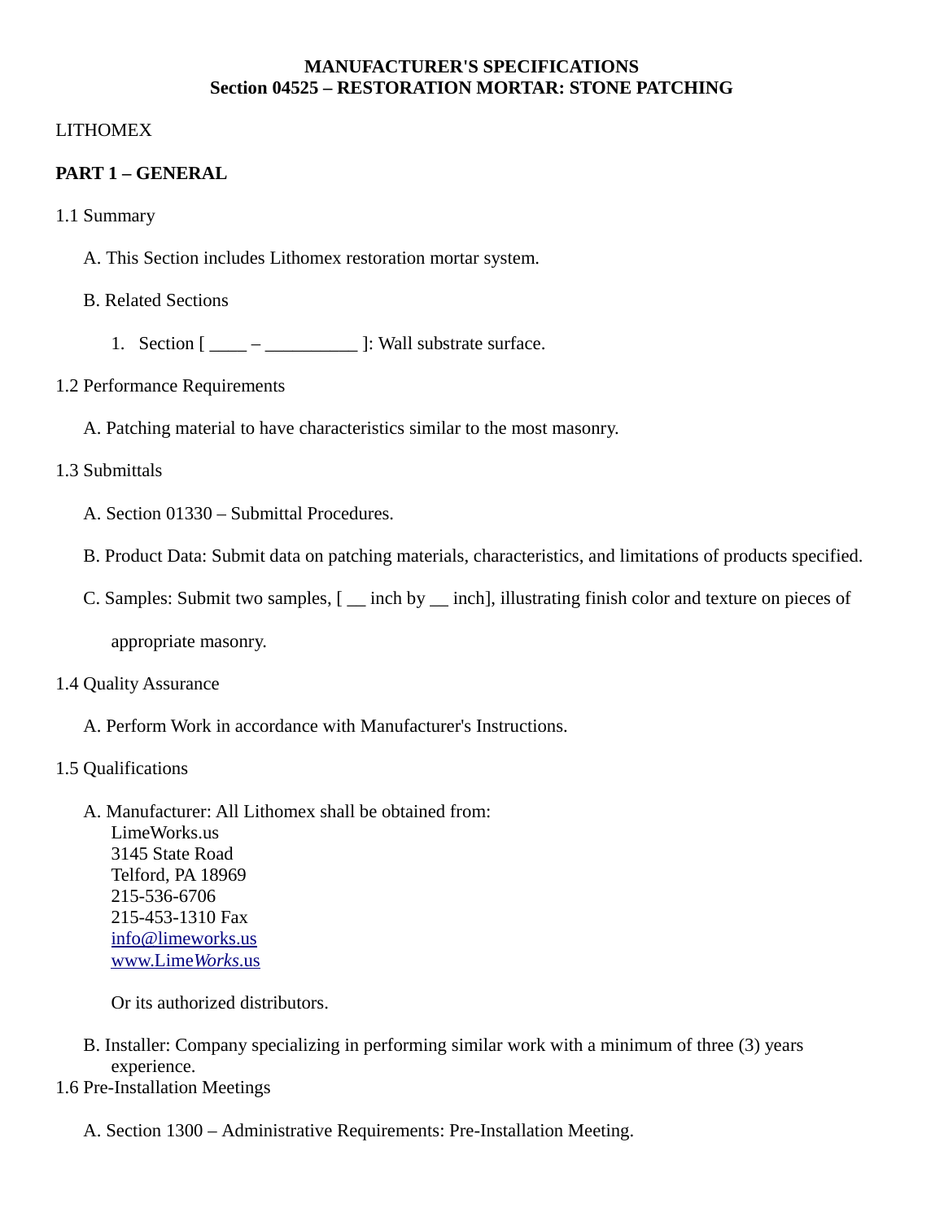**MANUFACTURER'S SPECIFICATIONS**
**Section 04525 – RESTORATION MORTAR: STONE PATCHING**

LITHOMEX

**PART 1 – GENERAL**

1.1 Summary

A. This Section includes Lithomex restoration mortar system.

B. Related Sections

1. Section [ ____ – __________ ]: Wall substrate surface.

1.2 Performance Requirements

A. Patching material to have characteristics similar to the most masonry.

1.3 Submittals

A. Section 01330 – Submittal Procedures.

B. Product Data: Submit data on patching materials, characteristics, and limitations of products specified.

C. Samples: Submit two samples, [ __ inch by __ inch], illustrating finish color and texture on pieces of appropriate masonry.

1.4 Quality Assurance

A. Perform Work in accordance with Manufacturer's Instructions.

1.5 Qualifications

A. Manufacturer: All Lithomex shall be obtained from:
LimeWorks.us
3145 State Road
Telford, PA 18969
215-536-6706
215-453-1310 Fax
info@limeworks.us
www.Lime*Works*.us

Or its authorized distributors.

B. Installer: Company specializing in performing similar work with a minimum of three (3) years experience.

1.6 Pre-Installation Meetings

A. Section 1300 – Administrative Requirements: Pre-Installation Meeting.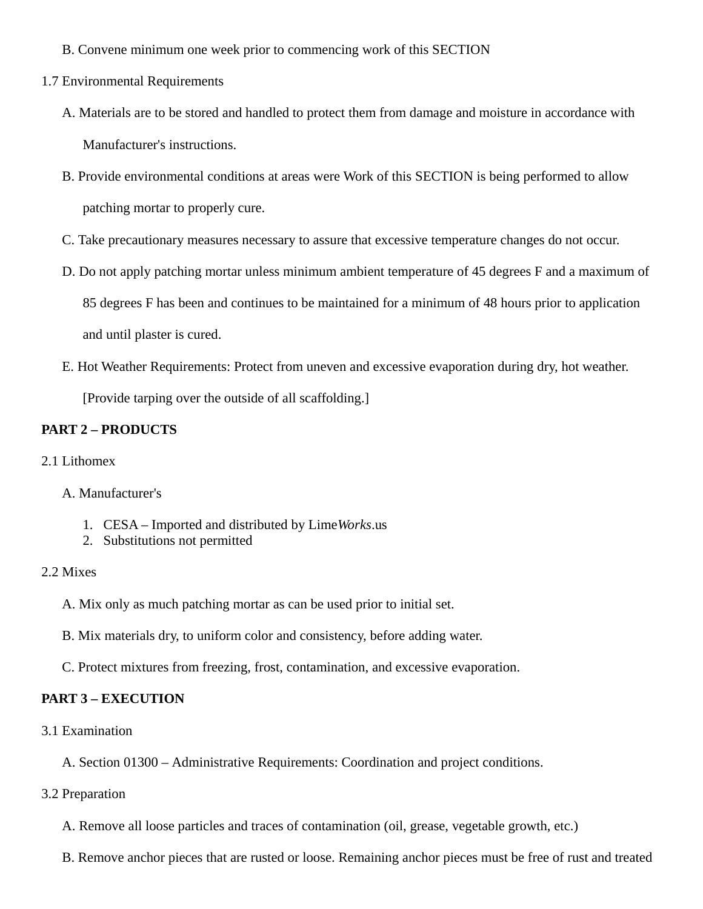B. Convene minimum one week prior to commencing work of this SECTION

1.7 Environmental Requirements

A. Materials are to be stored and handled to protect them from damage and moisture in accordance with Manufacturer's instructions.

B. Provide environmental conditions at areas were Work of this SECTION is being performed to allow patching mortar to properly cure.

C. Take precautionary measures necessary to assure that excessive temperature changes do not occur.

D. Do not apply patching mortar unless minimum ambient temperature of 45 degrees F and a maximum of 85 degrees F has been and continues to be maintained for a minimum of 48 hours prior to application and until plaster is cured.

E. Hot Weather Requirements: Protect from uneven and excessive evaporation during dry, hot weather. [Provide tarping over the outside of all scaffolding.]

**PART 2 – PRODUCTS**

2.1 Lithomex

A. Manufacturer's

1. CESA – Imported and distributed by Lime*Works*.us
2. Substitutions not permitted

2.2 Mixes

A. Mix only as much patching mortar as can be used prior to initial set.

B. Mix materials dry, to uniform color and consistency, before adding water.

C. Protect mixtures from freezing, frost, contamination, and excessive evaporation.

**PART 3 – EXECUTION**

3.1 Examination

A. Section 01300 – Administrative Requirements: Coordination and project conditions.

3.2 Preparation

A. Remove all loose particles and traces of contamination (oil, grease, vegetable growth, etc.)

B. Remove anchor pieces that are rusted or loose. Remaining anchor pieces must be free of rust and treated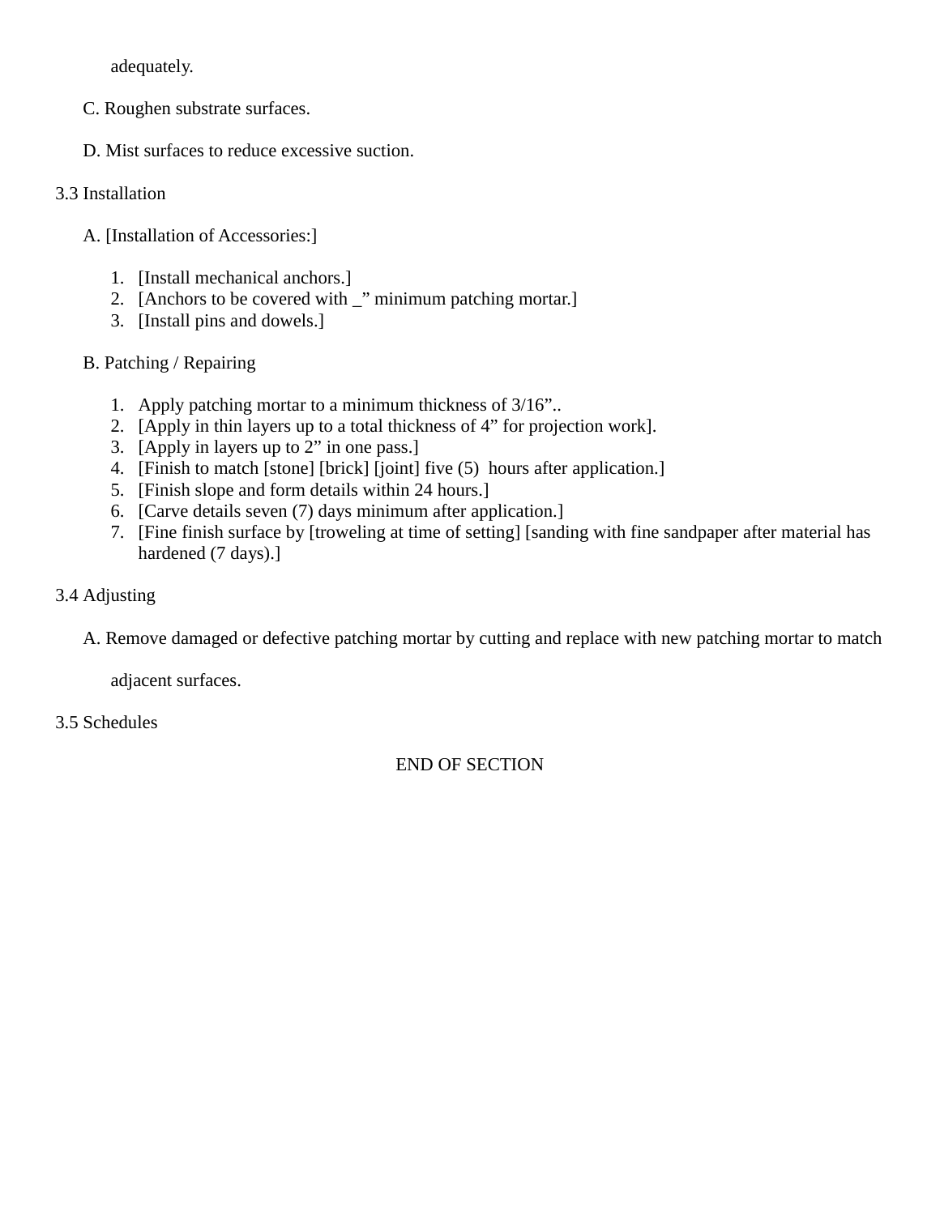adequately.

C. Roughen substrate surfaces.

D. Mist surfaces to reduce excessive suction.

3.3 Installation

A. [Installation of Accessories:]

1. [Install mechanical anchors.]
2. [Anchors to be covered with _” minimum patching mortar.]
3. [Install pins and dowels.]

B. Patching / Repairing

1. Apply patching mortar to a minimum thickness of 3/16”..
2. [Apply in thin layers up to a total thickness of 4” for projection work].
3. [Apply in layers up to 2” in one pass.]
4. [Finish to match [stone] [brick] [joint] five (5) hours after application.]
5. [Finish slope and form details within 24 hours.]
6. [Carve details seven (7) days minimum after application.]
7. [Fine finish surface by [troweling at time of setting] [sanding with fine sandpaper after material has hardened (7 days).]

3.4 Adjusting

A. Remove damaged or defective patching mortar by cutting and replace with new patching mortar to match adjacent surfaces.

3.5 Schedules

END OF SECTION